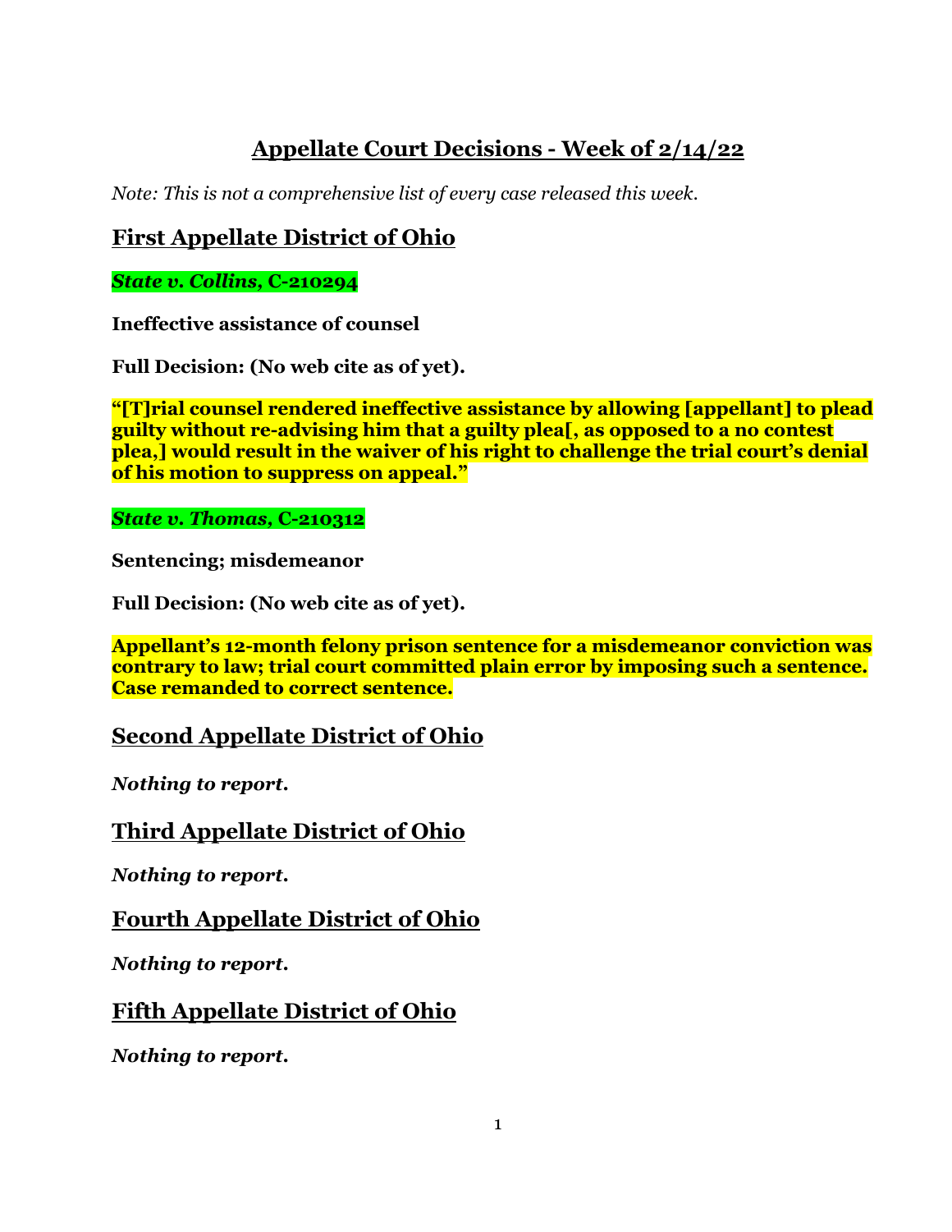# Appellate Court Decisions - Week of 2/14/22

*Note: This is not a comprehensive list of every case released this week.*

## First Appellate District of Ohio

***State v. Collins*, C-210294**

**Ineffective assistance of counsel**

**Full Decision: (No web cite as of yet).**

**"[T]rial counsel rendered ineffective assistance by allowing [appellant] to plead guilty without re-advising him that a guilty plea[, as opposed to a no contest plea,] would result in the waiver of his right to challenge the trial court's denial of his motion to suppress on appeal."**

***State v. Thomas*, C-210312**

**Sentencing; misdemeanor**

**Full Decision: (No web cite as of yet).**

**Appellant's 12-month felony prison sentence for a misdemeanor conviction was contrary to law; trial court committed plain error by imposing such a sentence. Case remanded to correct sentence.**

## Second Appellate District of Ohio

***Nothing to report.***

## Third Appellate District of Ohio

***Nothing to report.***

## Fourth Appellate District of Ohio

***Nothing to report.***

## Fifth Appellate District of Ohio

***Nothing to report.***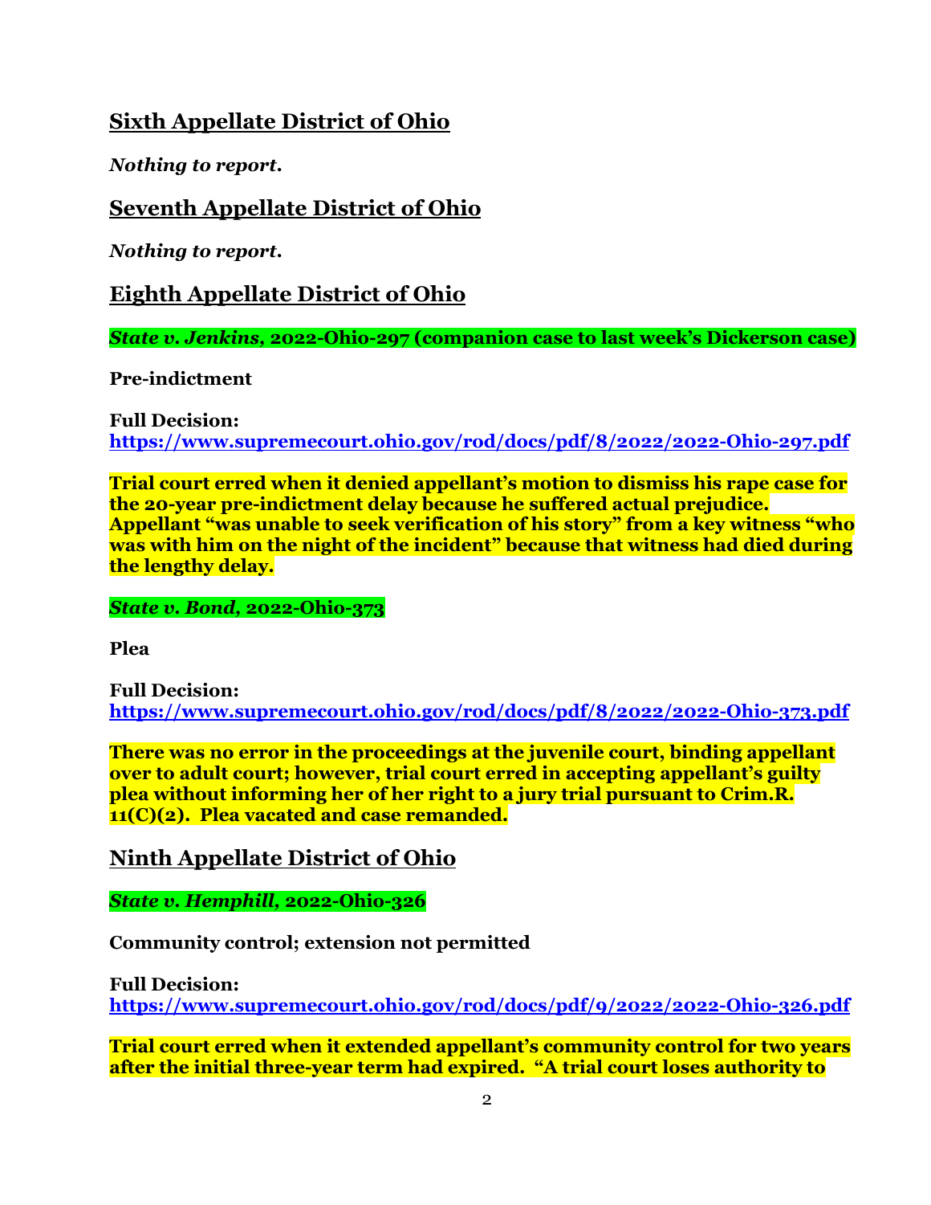## Sixth Appellate District of Ohio

***Nothing to report.***

## Seventh Appellate District of Ohio

***Nothing to report.***

## Eighth Appellate District of Ohio

***State v. Jenkins*, 2022-Ohio-297 (companion case to last week's Dickerson case)**

**Pre-indictment**

**Full Decision:**
**https://www.supremecourt.ohio.gov/rod/docs/pdf/8/2022/2022-Ohio-297.pdf**

**Trial court erred when it denied appellant's motion to dismiss his rape case for the 20-year pre-indictment delay because he suffered actual prejudice. Appellant "was unable to seek verification of his story" from a key witness "who was with him on the night of the incident" because that witness had died during the lengthy delay.**

***State v. Bond*, 2022-Ohio-373**

**Plea**

**Full Decision:**
**https://www.supremecourt.ohio.gov/rod/docs/pdf/8/2022/2022-Ohio-373.pdf**

**There was no error in the proceedings at the juvenile court, binding appellant over to adult court; however, trial court erred in accepting appellant's guilty plea without informing her of her right to a jury trial pursuant to Crim.R. 11(C)(2). Plea vacated and case remanded.**

## Ninth Appellate District of Ohio

***State v. Hemphill*, 2022-Ohio-326**

**Community control; extension not permitted**

**Full Decision:**
**https://www.supremecourt.ohio.gov/rod/docs/pdf/9/2022/2022-Ohio-326.pdf**

**Trial court erred when it extended appellant's community control for two years after the initial three-year term had expired. "A trial court loses authority to**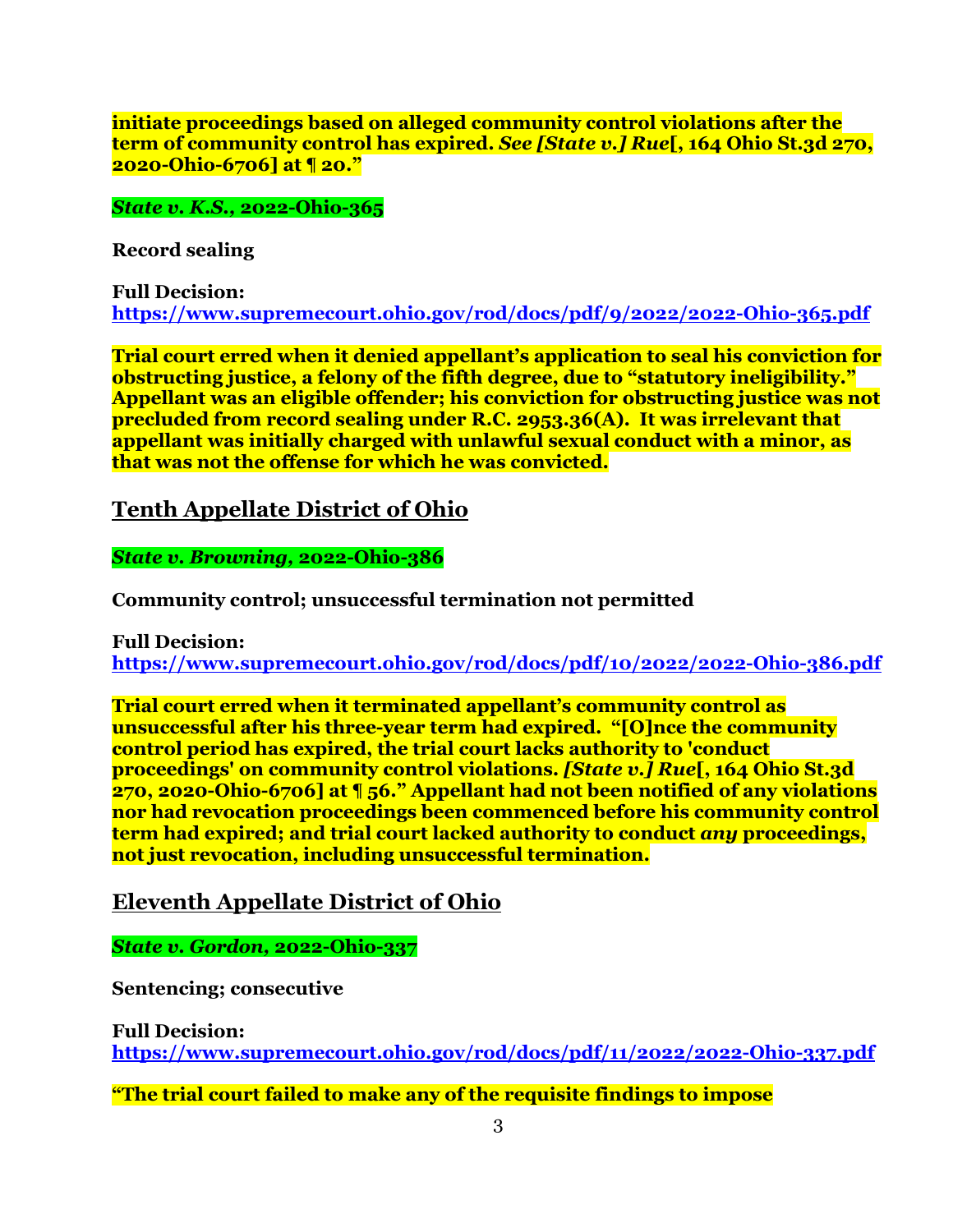**initiate proceedings based on alleged community control violations after the term of community control has expired. *See [State v.] Rue*[, 164 Ohio St.3d 270, 2020-Ohio-6706] at ¶ 20."**

***State v. K.S.*, 2022-Ohio-365**

**Record sealing**

**Full Decision:**
**https://www.supremecourt.ohio.gov/rod/docs/pdf/9/2022/2022-Ohio-365.pdf**

**Trial court erred when it denied appellant's application to seal his conviction for obstructing justice, a felony of the fifth degree, due to "statutory ineligibility." Appellant was an eligible offender; his conviction for obstructing justice was not precluded from record sealing under R.C. 2953.36(A). It was irrelevant that appellant was initially charged with unlawful sexual conduct with a minor, as that was not the offense for which he was convicted.**

## Tenth Appellate District of Ohio

***State v. Browning*, 2022-Ohio-386**

**Community control; unsuccessful termination not permitted**

**Full Decision:**
**https://www.supremecourt.ohio.gov/rod/docs/pdf/10/2022/2022-Ohio-386.pdf**

**Trial court erred when it terminated appellant's community control as unsuccessful after his three-year term had expired. "[O]nce the community control period has expired, the trial court lacks authority to 'conduct proceedings' on community control violations. *[State v.] Rue*[, 164 Ohio St.3d 270, 2020-Ohio-6706] at ¶ 56." Appellant had not been notified of any violations nor had revocation proceedings been commenced before his community control term had expired; and trial court lacked authority to conduct *any* proceedings, not just revocation, including unsuccessful termination.**

## Eleventh Appellate District of Ohio

***State v. Gordon*, 2022-Ohio-337**

**Sentencing; consecutive**

**Full Decision:**
**https://www.supremecourt.ohio.gov/rod/docs/pdf/11/2022/2022-Ohio-337.pdf**

**"The trial court failed to make any of the requisite findings to impose**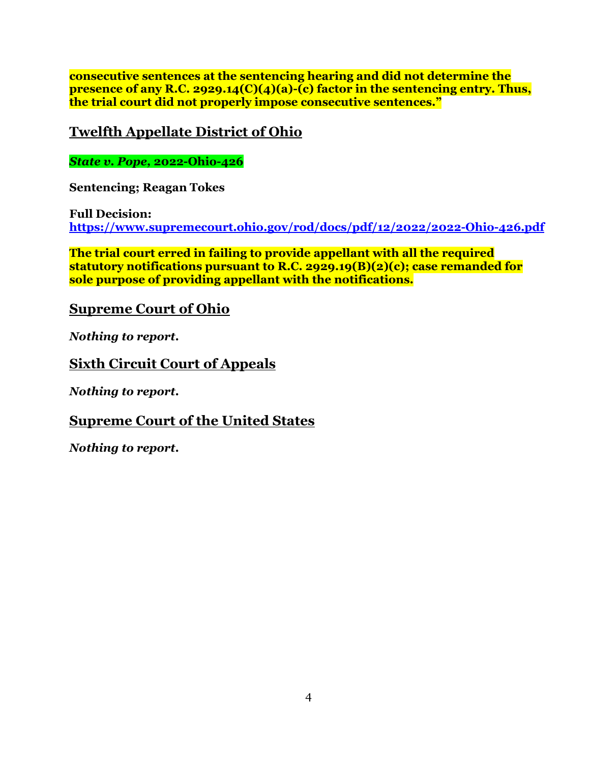**consecutive sentences at the sentencing hearing and did not determine the presence of any R.C. 2929.14(C)(4)(a)-(c) factor in the sentencing entry. Thus, the trial court did not properly impose consecutive sentences."**

## Twelfth Appellate District of Ohio

***State v. Pope*, 2022-Ohio-426**

**Sentencing; Reagan Tokes**

**Full Decision:**
**https://www.supremecourt.ohio.gov/rod/docs/pdf/12/2022/2022-Ohio-426.pdf**

**The trial court erred in failing to provide appellant with all the required statutory notifications pursuant to R.C. 2929.19(B)(2)(c); case remanded for sole purpose of providing appellant with the notifications.**

## Supreme Court of Ohio

***Nothing to report.***

## Sixth Circuit Court of Appeals

***Nothing to report.***

## Supreme Court of the United States

***Nothing to report.***